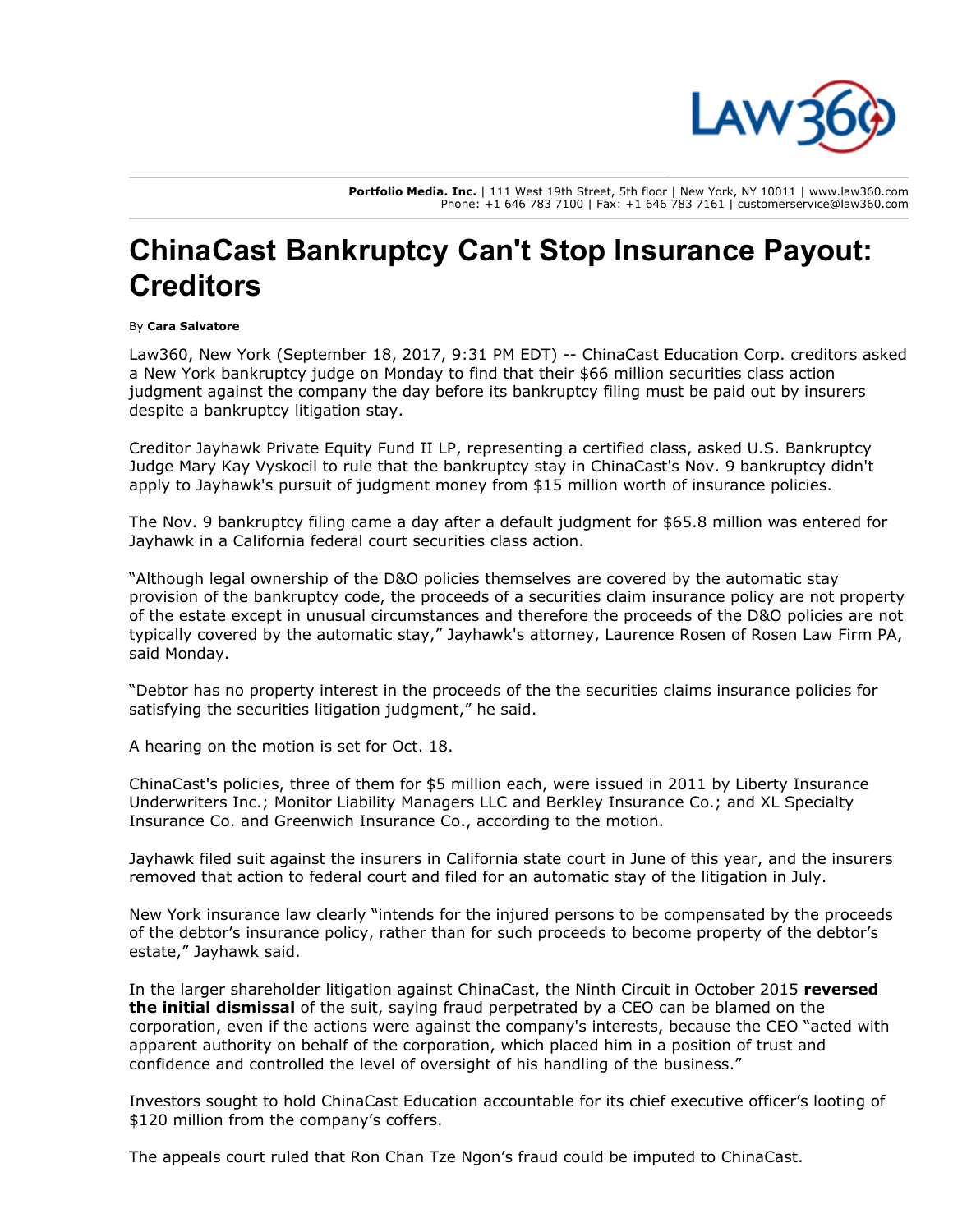# ChinaCast Bankruptcy Can't Stop Insurance Payout: Creditors

By **Cara Salvatore**

Law360, New York (September 18, 2017, 9:31 PM EDT) -- ChinaCast Education Corp. creditors asked a New York bankruptcy judge on Monday to find that their $66 million securities class action judgment against the company the day before its bankruptcy filing must be paid out by insurers despite a bankruptcy litigation stay.

Creditor Jayhawk Private Equity Fund II LP, representing a certified class, asked U.S. Bankruptcy Judge Mary Kay Vyskocil to rule that the bankruptcy stay in ChinaCast's Nov. 9 bankruptcy didn't apply to Jayhawk's pursuit of judgment money from $15 million worth of insurance policies.

The Nov. 9 bankruptcy filing came a day after a default judgment for $65.8 million was entered for Jayhawk in a California federal court securities class action.

"Although legal ownership of the D&O policies themselves are covered by the automatic stay provision of the bankruptcy code, the proceeds of a securities claim insurance policy are not property of the estate except in unusual circumstances and therefore the proceeds of the D&O policies are not typically covered by the automatic stay," Jayhawk's attorney, Laurence Rosen of Rosen Law Firm PA, said Monday.

"Debtor has no property interest in the proceeds of the the securities claims insurance policies for satisfying the securities litigation judgment," he said.

A hearing on the motion is set for Oct. 18.

ChinaCast's policies, three of them for $5 million each, were issued in 2011 by Liberty Insurance Underwriters Inc.; Monitor Liability Managers LLC and Berkley Insurance Co.; and XL Specialty Insurance Co. and Greenwich Insurance Co., according to the motion.

Jayhawk filed suit against the insurers in California state court in June of this year, and the insurers removed that action to federal court and filed for an automatic stay of the litigation in July.

New York insurance law clearly "intends for the injured persons to be compensated by the proceeds of the debtor's insurance policy, rather than for such proceeds to become property of the debtor's estate," Jayhawk said.

In the larger shareholder litigation against ChinaCast, the Ninth Circuit in October 2015 **reversed the initial dismissal** of the suit, saying fraud perpetrated by a CEO can be blamed on the corporation, even if the actions were against the company's interests, because the CEO "acted with apparent authority on behalf of the corporation, which placed him in a position of trust and confidence and controlled the level of oversight of his handling of the business."

Investors sought to hold ChinaCast Education accountable for its chief executive officer's looting of $120 million from the company's coffers.

The appeals court ruled that Ron Chan Tze Ngon's fraud could be imputed to ChinaCast.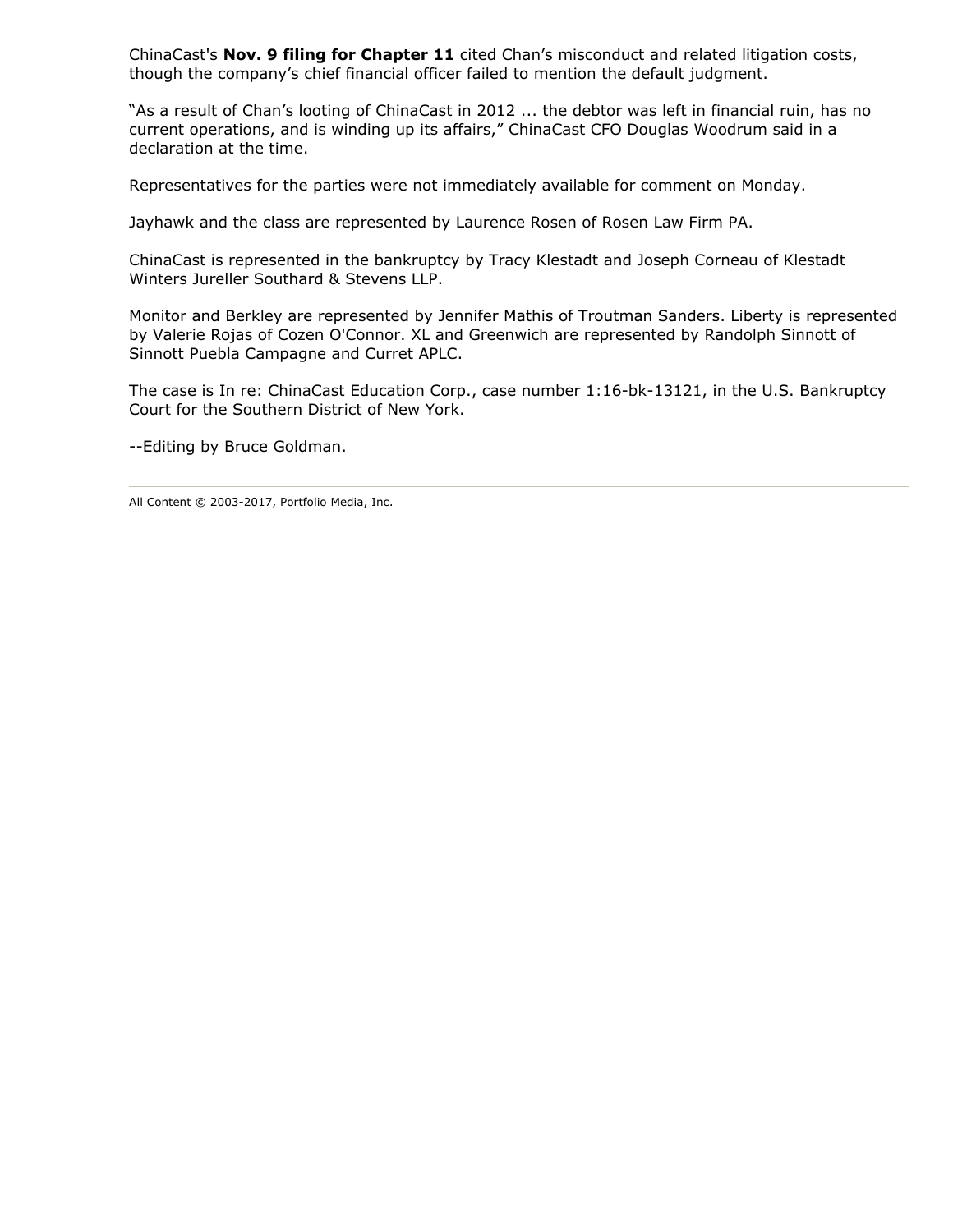ChinaCast's **Nov. 9 filing for Chapter 11** cited Chan's misconduct and related litigation costs, though the company's chief financial officer failed to mention the default judgment.

"As a result of Chan's looting of ChinaCast in 2012 ... the debtor was left in financial ruin, has no current operations, and is winding up its affairs," ChinaCast CFO Douglas Woodrum said in a declaration at the time.

Representatives for the parties were not immediately available for comment on Monday.

Jayhawk and the class are represented by Laurence Rosen of Rosen Law Firm PA.

ChinaCast is represented in the bankruptcy by Tracy Klestadt and Joseph Corneau of Klestadt Winters Jureller Southard & Stevens LLP.

Monitor and Berkley are represented by Jennifer Mathis of Troutman Sanders. Liberty is represented by Valerie Rojas of Cozen O'Connor. XL and Greenwich are represented by Randolph Sinnott of Sinnott Puebla Campagne and Curret APLC.

The case is In re: ChinaCast Education Corp., case number 1:16-bk-13121, in the U.S. Bankruptcy Court for the Southern District of New York.

--Editing by Bruce Goldman.

All Content © 2003-2017, Portfolio Media, Inc.